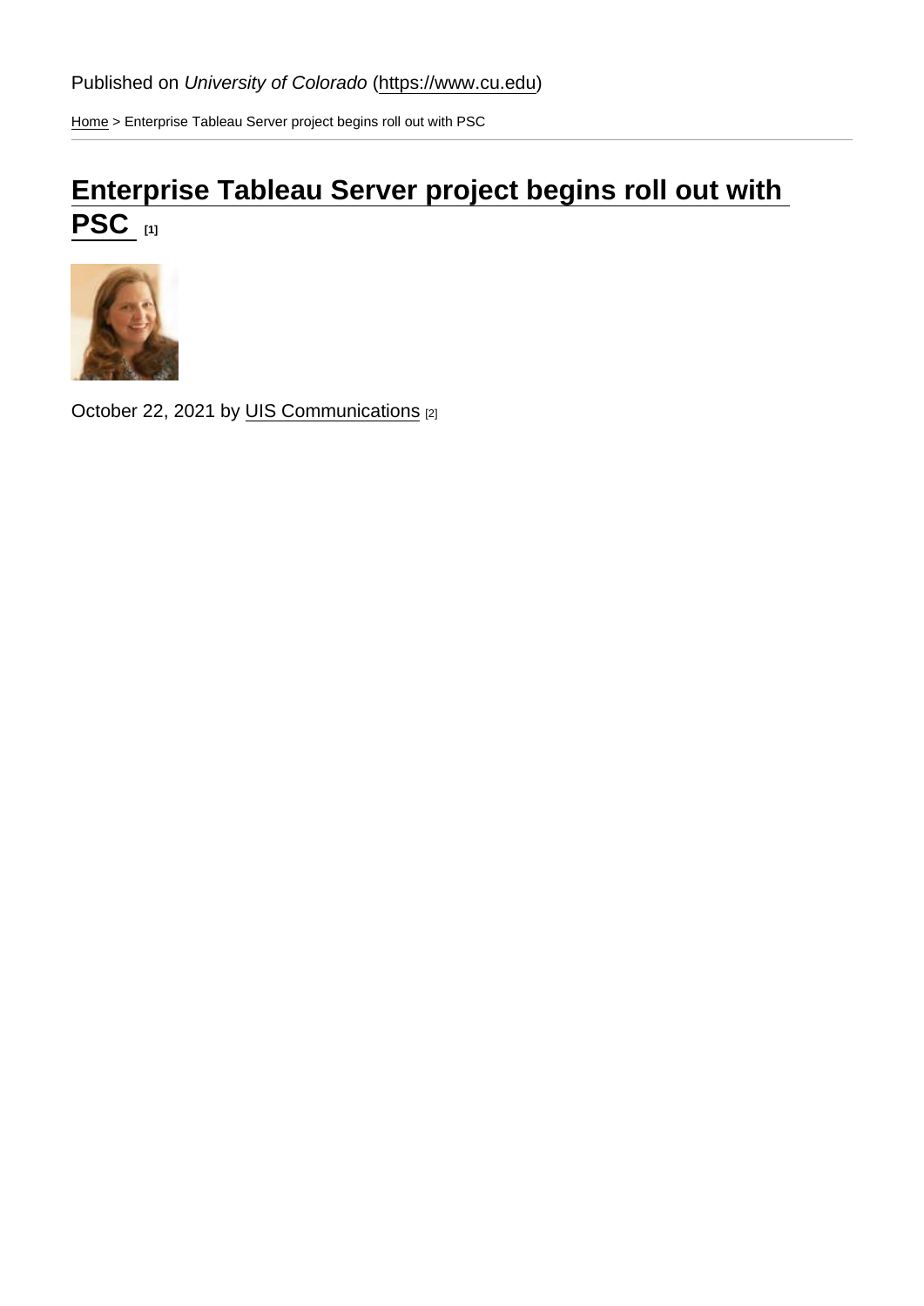Published on *University of Colorado* (https://www.cu.edu)

Home > Enterprise Tableau Server project begins roll out with PSC

# Enterprise Tableau Server project begins roll out with PSC [1]

October 22, 2021 by UIS Communications [2]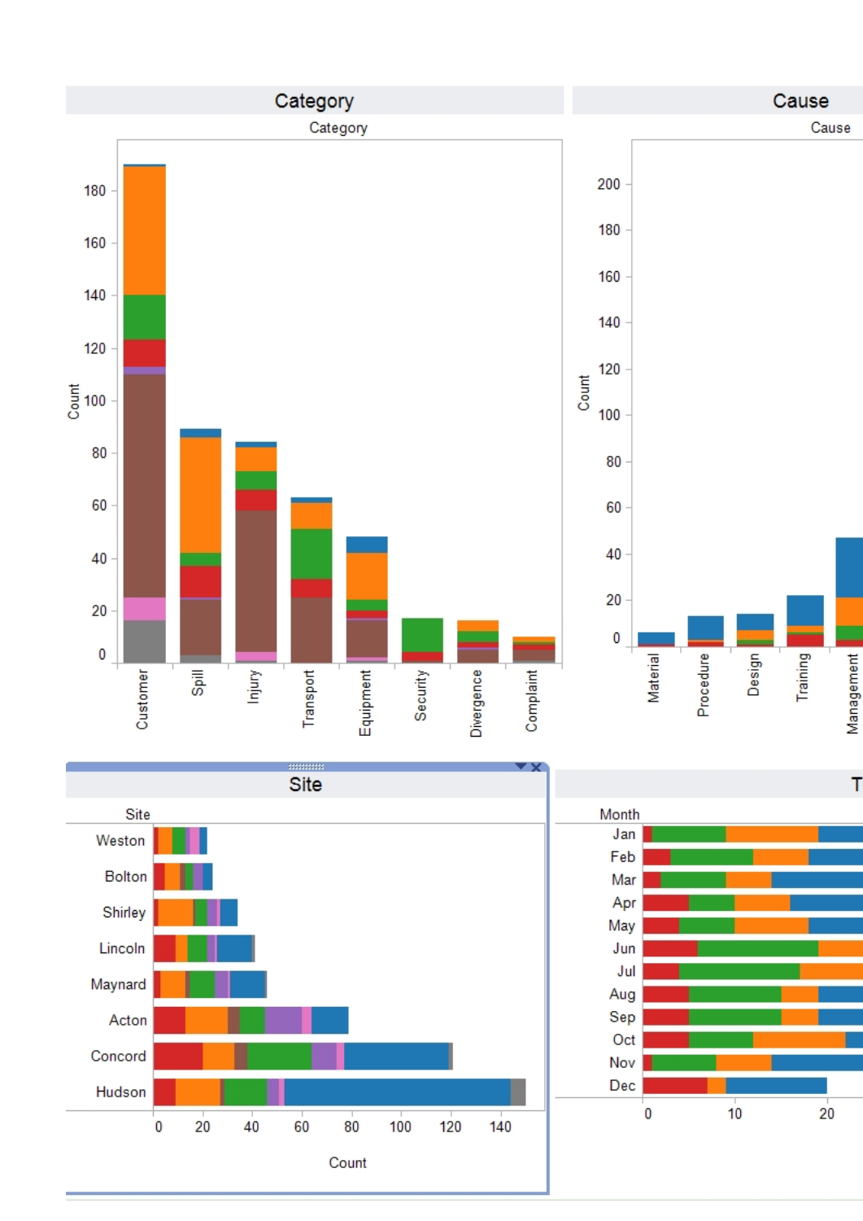## Category

Category

Count

180, 160, 140, 120, 100, 80, 60, 40, 20, 0

Customer, Spill, Injury, Transport, Equipment, Security, Divergence, Complaint

## Cause

Cause

Count

200, 180, 160, 140, 120, 100, 80, 60, 40, 20, 0

Material, Procedure, Design, Training, Management

## Site

Site

Weston, Bolton, Shirley, Lincoln, Maynard, Acton, Concord, Hudson

0, 20, 40, 60, 80, 100, 120, 140

Count

## T

Month

Jan, Feb, Mar, Apr, May, Jun, Jul, Aug, Sep, Oct, Nov, Dec

0, 10, 20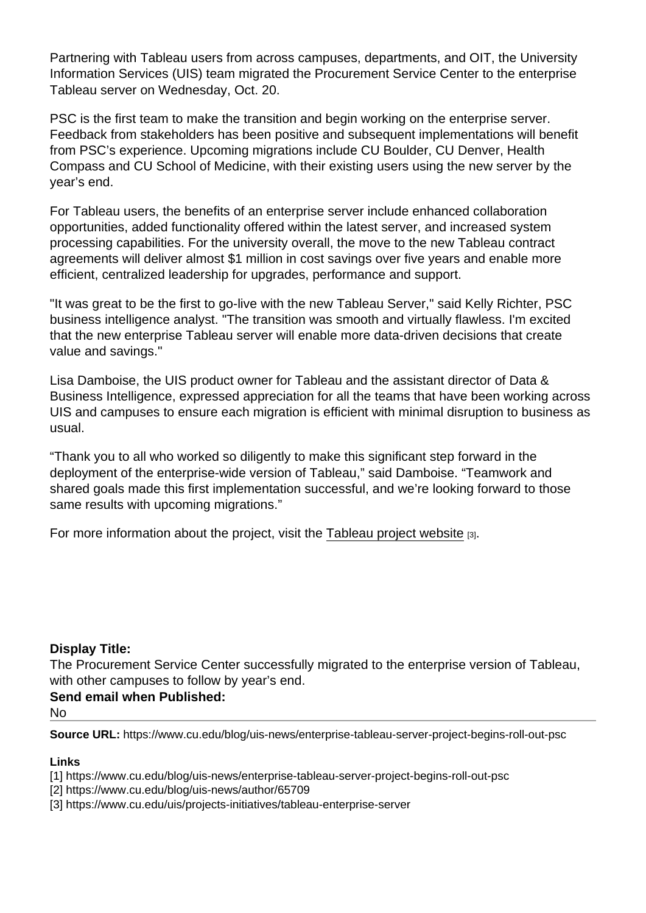Partnering with Tableau users from across campuses, departments, and OIT, the University Information Services (UIS) team migrated the Procurement Service Center to the enterprise Tableau server on Wednesday, Oct. 20.

PSC is the first team to make the transition and begin working on the enterprise server. Feedback from stakeholders has been positive and subsequent implementations will benefit from PSC's experience. Upcoming migrations include CU Boulder, CU Denver, Health Compass and CU School of Medicine, with their existing users using the new server by the year's end.

For Tableau users, the benefits of an enterprise server include enhanced collaboration opportunities, added functionality offered within the latest server, and increased system processing capabilities. For the university overall, the move to the new Tableau contract agreements will deliver almost $1 million in cost savings over five years and enable more efficient, centralized leadership for upgrades, performance and support.

"It was great to be the first to go-live with the new Tableau Server," said Kelly Richter, PSC business intelligence analyst. "The transition was smooth and virtually flawless. I'm excited that the new enterprise Tableau server will enable more data-driven decisions that create value and savings."

Lisa Damboise, the UIS product owner for Tableau and the assistant director of Data & Business Intelligence, expressed appreciation for all the teams that have been working across UIS and campuses to ensure each migration is efficient with minimal disruption to business as usual.

"Thank you to all who worked so diligently to make this significant step forward in the deployment of the enterprise-wide version of Tableau," said Damboise. "Teamwork and shared goals made this first implementation successful, and we're looking forward to those same results with upcoming migrations."

For more information about the project, visit the Tableau project website [3].

**Display Title:**
The Procurement Service Center successfully migrated to the enterprise version of Tableau, with other campuses to follow by year's end.
**Send email when Published:**
No

**Source URL:** https://www.cu.edu/blog/uis-news/enterprise-tableau-server-project-begins-roll-out-psc

**Links**
[1] https://www.cu.edu/blog/uis-news/enterprise-tableau-server-project-begins-roll-out-psc
[2] https://www.cu.edu/blog/uis-news/author/65709
[3] https://www.cu.edu/uis/projects-initiatives/tableau-enterprise-server